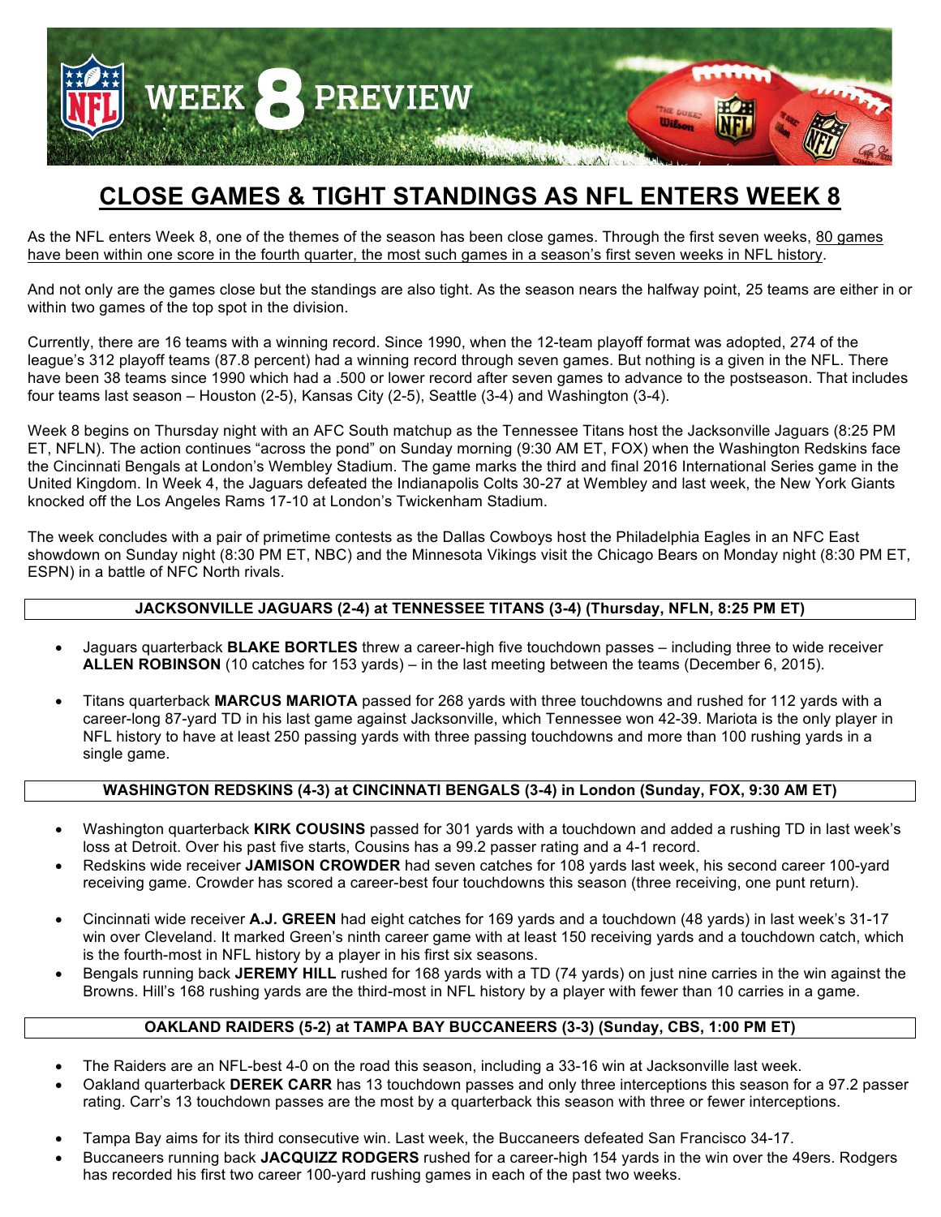# WEEK 8 PREVIEW

## CLOSE GAMES & TIGHT STANDINGS AS NFL ENTERS WEEK 8

As the NFL enters Week 8, one of the themes of the season has been close games. Through the first seven weeks, <u>80 games have been within one score in the fourth quarter, the most such games in a season's first seven weeks in NFL history</u>.

And not only are the games close but the standings are also tight. As the season nears the halfway point, 25 teams are either in or within two games of the top spot in the division.

Currently, there are 16 teams with a winning record. Since 1990, when the 12-team playoff format was adopted, 274 of the league's 312 playoff teams (87.8 percent) had a winning record through seven games. But nothing is a given in the NFL. There have been 38 teams since 1990 which had a .500 or lower record after seven games to advance to the postseason. That includes four teams last season – Houston (2-5), Kansas City (2-5), Seattle (3-4) and Washington (3-4).

Week 8 begins on Thursday night with an AFC South matchup as the Tennessee Titans host the Jacksonville Jaguars (8:25 PM ET, NFLN). The action continues "across the pond" on Sunday morning (9:30 AM ET, FOX) when the Washington Redskins face the Cincinnati Bengals at London's Wembley Stadium. The game marks the third and final 2016 International Series game in the United Kingdom. In Week 4, the Jaguars defeated the Indianapolis Colts 30-27 at Wembley and last week, the New York Giants knocked off the Los Angeles Rams 17-10 at London's Twickenham Stadium.

The week concludes with a pair of primetime contests as the Dallas Cowboys host the Philadelphia Eagles in an NFC East showdown on Sunday night (8:30 PM ET, NBC) and the Minnesota Vikings visit the Chicago Bears on Monday night (8:30 PM ET, ESPN) in a battle of NFC North rivals.

### JACKSONVILLE JAGUARS (2-4) at TENNESSEE TITANS (3-4) (Thursday, NFLN, 8:25 PM ET)

- Jaguars quarterback **BLAKE BORTLES** threw a career-high five touchdown passes – including three to wide receiver **ALLEN ROBINSON** (10 catches for 153 yards) – in the last meeting between the teams (December 6, 2015).
- Titans quarterback **MARCUS MARIOTA** passed for 268 yards with three touchdowns and rushed for 112 yards with a career-long 87-yard TD in his last game against Jacksonville, which Tennessee won 42-39. Mariota is the only player in NFL history to have at least 250 passing yards with three passing touchdowns and more than 100 rushing yards in a single game.

### WASHINGTON REDSKINS (4-3) at CINCINNATI BENGALS (3-4) in London (Sunday, FOX, 9:30 AM ET)

- Washington quarterback **KIRK COUSINS** passed for 301 yards with a touchdown and added a rushing TD in last week's loss at Detroit. Over his past five starts, Cousins has a 99.2 passer rating and a 4-1 record.
- Redskins wide receiver **JAMISON CROWDER** had seven catches for 108 yards last week, his second career 100-yard receiving game. Crowder has scored a career-best four touchdowns this season (three receiving, one punt return).
- Cincinnati wide receiver **A.J. GREEN** had eight catches for 169 yards and a touchdown (48 yards) in last week's 31-17 win over Cleveland. It marked Green's ninth career game with at least 150 receiving yards and a touchdown catch, which is the fourth-most in NFL history by a player in his first six seasons.
- Bengals running back **JEREMY HILL** rushed for 168 yards with a TD (74 yards) on just nine carries in the win against the Browns. Hill's 168 rushing yards are the third-most in NFL history by a player with fewer than 10 carries in a game.

### OAKLAND RAIDERS (5-2) at TAMPA BAY BUCCANEERS (3-3) (Sunday, CBS, 1:00 PM ET)

- The Raiders are an NFL-best 4-0 on the road this season, including a 33-16 win at Jacksonville last week.
- Oakland quarterback **DEREK CARR** has 13 touchdown passes and only three interceptions this season for a 97.2 passer rating. Carr's 13 touchdown passes are the most by a quarterback this season with three or fewer interceptions.
- Tampa Bay aims for its third consecutive win. Last week, the Buccaneers defeated San Francisco 34-17.
- Buccaneers running back **JACQUIZZ RODGERS** rushed for a career-high 154 yards in the win over the 49ers. Rodgers has recorded his first two career 100-yard rushing games in each of the past two weeks.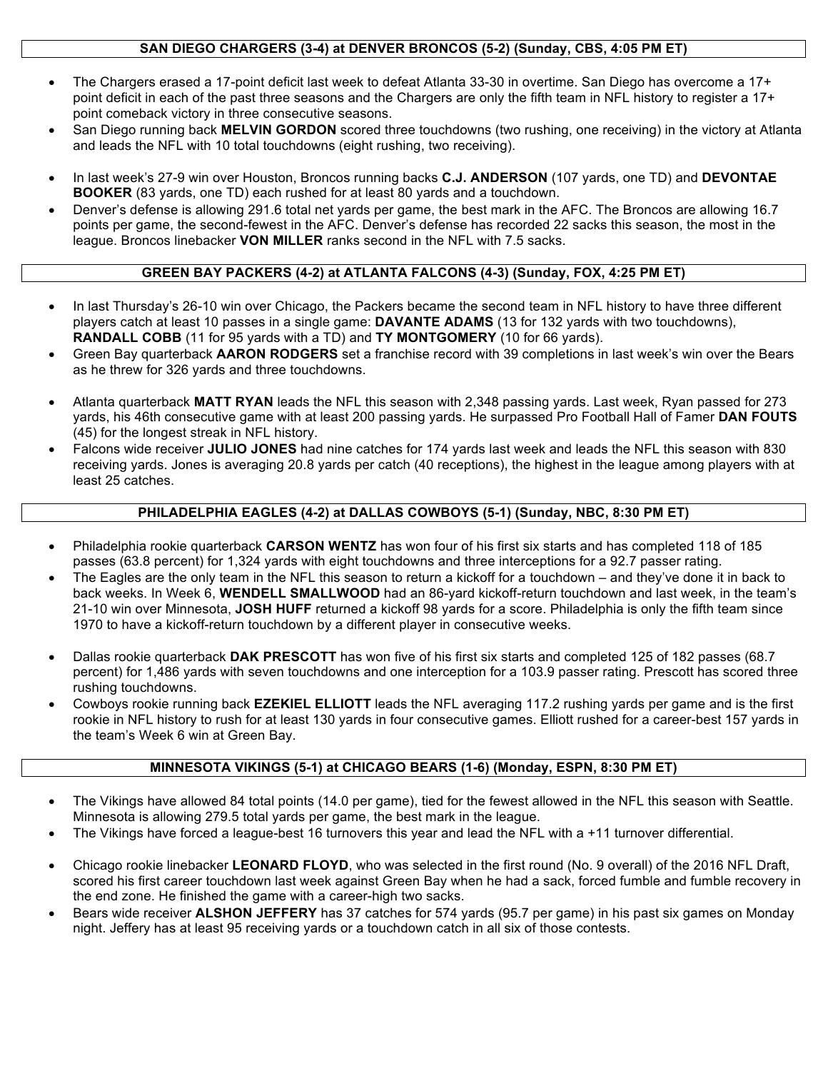## SAN DIEGO CHARGERS (3-4) at DENVER BRONCOS (5-2) (Sunday, CBS, 4:05 PM ET)

- The Chargers erased a 17-point deficit last week to defeat Atlanta 33-30 in overtime. San Diego has overcome a 17+ point deficit in each of the past three seasons and the Chargers are only the fifth team in NFL history to register a 17+ point comeback victory in three consecutive seasons.
- San Diego running back **MELVIN GORDON** scored three touchdowns (two rushing, one receiving) in the victory at Atlanta and leads the NFL with 10 total touchdowns (eight rushing, two receiving).

- In last week's 27-9 win over Houston, Broncos running backs **C.J. ANDERSON** (107 yards, one TD) and **DEVONTAE BOOKER** (83 yards, one TD) each rushed for at least 80 yards and a touchdown.
- Denver's defense is allowing 291.6 total net yards per game, the best mark in the AFC. The Broncos are allowing 16.7 points per game, the second-fewest in the AFC. Denver's defense has recorded 22 sacks this season, the most in the league. Broncos linebacker **VON MILLER** ranks second in the NFL with 7.5 sacks.

## GREEN BAY PACKERS (4-2) at ATLANTA FALCONS (4-3) (Sunday, FOX, 4:25 PM ET)

- In last Thursday's 26-10 win over Chicago, the Packers became the second team in NFL history to have three different players catch at least 10 passes in a single game: **DAVANTE ADAMS** (13 for 132 yards with two touchdowns), **RANDALL COBB** (11 for 95 yards with a TD) and **TY MONTGOMERY** (10 for 66 yards).
- Green Bay quarterback **AARON RODGERS** set a franchise record with 39 completions in last week's win over the Bears as he threw for 326 yards and three touchdowns.

- Atlanta quarterback **MATT RYAN** leads the NFL this season with 2,348 passing yards. Last week, Ryan passed for 273 yards, his 46th consecutive game with at least 200 passing yards. He surpassed Pro Football Hall of Famer **DAN FOUTS** (45) for the longest streak in NFL history.
- Falcons wide receiver **JULIO JONES** had nine catches for 174 yards last week and leads the NFL this season with 830 receiving yards. Jones is averaging 20.8 yards per catch (40 receptions), the highest in the league among players with at least 25 catches.

## PHILADELPHIA EAGLES (4-2) at DALLAS COWBOYS (5-1) (Sunday, NBC, 8:30 PM ET)

- Philadelphia rookie quarterback **CARSON WENTZ** has won four of his first six starts and has completed 118 of 185 passes (63.8 percent) for 1,324 yards with eight touchdowns and three interceptions for a 92.7 passer rating.
- The Eagles are the only team in the NFL this season to return a kickoff for a touchdown – and they've done it in back to back weeks. In Week 6, **WENDELL SMALLWOOD** had an 86-yard kickoff-return touchdown and last week, in the team's 21-10 win over Minnesota, **JOSH HUFF** returned a kickoff 98 yards for a score. Philadelphia is only the fifth team since 1970 to have a kickoff-return touchdown by a different player in consecutive weeks.

- Dallas rookie quarterback **DAK PRESCOTT** has won five of his first six starts and completed 125 of 182 passes (68.7 percent) for 1,486 yards with seven touchdowns and one interception for a 103.9 passer rating. Prescott has scored three rushing touchdowns.
- Cowboys rookie running back **EZEKIEL ELLIOTT** leads the NFL averaging 117.2 rushing yards per game and is the first rookie in NFL history to rush for at least 130 yards in four consecutive games. Elliott rushed for a career-best 157 yards in the team's Week 6 win at Green Bay.

## MINNESOTA VIKINGS (5-1) at CHICAGO BEARS (1-6) (Monday, ESPN, 8:30 PM ET)

- The Vikings have allowed 84 total points (14.0 per game), tied for the fewest allowed in the NFL this season with Seattle. Minnesota is allowing 279.5 total yards per game, the best mark in the league.
- The Vikings have forced a league-best 16 turnovers this year and lead the NFL with a +11 turnover differential.

- Chicago rookie linebacker **LEONARD FLOYD**, who was selected in the first round (No. 9 overall) of the 2016 NFL Draft, scored his first career touchdown last week against Green Bay when he had a sack, forced fumble and fumble recovery in the end zone. He finished the game with a career-high two sacks.
- Bears wide receiver **ALSHON JEFFERY** has 37 catches for 574 yards (95.7 per game) in his past six games on Monday night. Jeffery has at least 95 receiving yards or a touchdown catch in all six of those contests.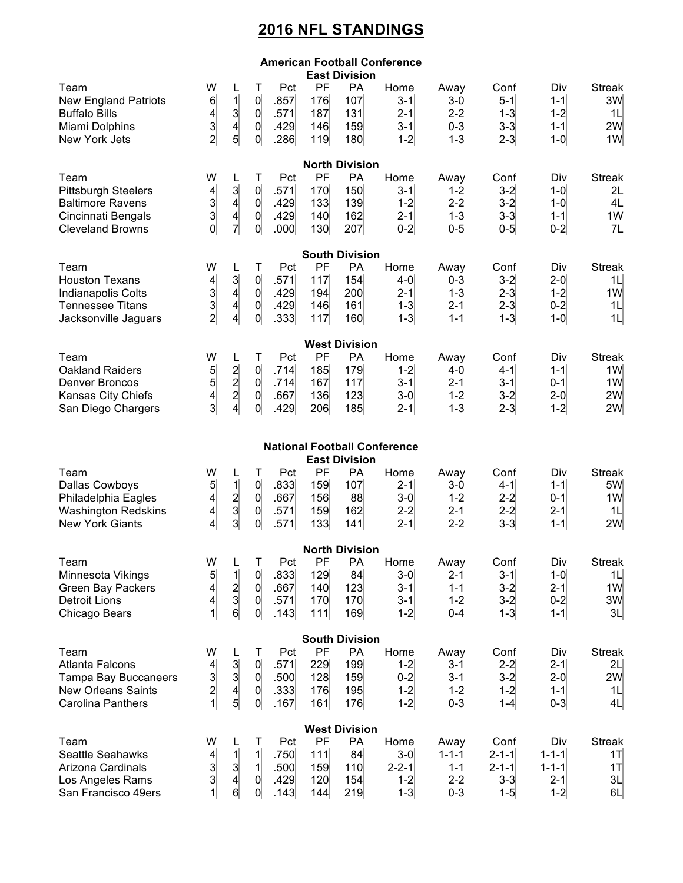# 2016 NFL STANDINGS

## American Football Conference

### East Division

| Team | W | L | T | Pct | PF | PA | Home | Away | Conf | Div | Streak |
|---|---|---|---|---|---|---|---|---|---|---|---|
| New England Patriots | 6 | 1 | 0 | .857 | 176 | 107 | 3-1 | 3-0 | 5-1 | 1-1 | 3W |
| Buffalo Bills | 4 | 3 | 0 | .571 | 187 | 131 | 2-1 | 2-2 | 1-3 | 1-2 | 1L |
| Miami Dolphins | 3 | 4 | 0 | .429 | 146 | 159 | 3-1 | 0-3 | 3-3 | 1-1 | 2W |
| New York Jets | 2 | 5 | 0 | .286 | 119 | 180 | 1-2 | 1-3 | 2-3 | 1-0 | 1W |

### North Division

| Team | W | L | T | Pct | PF | PA | Home | Away | Conf | Div | Streak |
|---|---|---|---|---|---|---|---|---|---|---|---|
| Pittsburgh Steelers | 4 | 3 | 0 | .571 | 170 | 150 | 3-1 | 1-2 | 3-2 | 1-0 | 2L |
| Baltimore Ravens | 3 | 4 | 0 | .429 | 133 | 139 | 1-2 | 2-2 | 3-2 | 1-0 | 4L |
| Cincinnati Bengals | 3 | 4 | 0 | .429 | 140 | 162 | 2-1 | 1-3 | 3-3 | 1-1 | 1W |
| Cleveland Browns | 0 | 7 | 0 | .000 | 130 | 207 | 0-2 | 0-5 | 0-5 | 0-2 | 7L |

### South Division

| Team | W | L | T | Pct | PF | PA | Home | Away | Conf | Div | Streak |
|---|---|---|---|---|---|---|---|---|---|---|---|
| Houston Texans | 4 | 3 | 0 | .571 | 117 | 154 | 4-0 | 0-3 | 3-2 | 2-0 | 1L |
| Indianapolis Colts | 3 | 4 | 0 | .429 | 194 | 200 | 2-1 | 1-3 | 2-3 | 1-2 | 1W |
| Tennessee Titans | 3 | 4 | 0 | .429 | 146 | 161 | 1-3 | 2-1 | 2-3 | 0-2 | 1L |
| Jacksonville Jaguars | 2 | 4 | 0 | .333 | 117 | 160 | 1-3 | 1-1 | 1-3 | 1-0 | 1L |

### West Division

| Team | W | L | T | Pct | PF | PA | Home | Away | Conf | Div | Streak |
|---|---|---|---|---|---|---|---|---|---|---|---|
| Oakland Raiders | 5 | 2 | 0 | .714 | 185 | 179 | 1-2 | 4-0 | 4-1 | 1-1 | 1W |
| Denver Broncos | 5 | 2 | 0 | .714 | 167 | 117 | 3-1 | 2-1 | 3-1 | 0-1 | 1W |
| Kansas City Chiefs | 4 | 2 | 0 | .667 | 136 | 123 | 3-0 | 1-2 | 3-2 | 2-0 | 2W |
| San Diego Chargers | 3 | 4 | 0 | .429 | 206 | 185 | 2-1 | 1-3 | 2-3 | 1-2 | 2W |

## National Football Conference

### East Division

| Team | W | L | T | Pct | PF | PA | Home | Away | Conf | Div | Streak |
|---|---|---|---|---|---|---|---|---|---|---|---|
| Dallas Cowboys | 5 | 1 | 0 | .833 | 159 | 107 | 2-1 | 3-0 | 4-1 | 1-1 | 5W |
| Philadelphia Eagles | 4 | 2 | 0 | .667 | 156 | 88 | 3-0 | 1-2 | 2-2 | 0-1 | 1W |
| Washington Redskins | 4 | 3 | 0 | .571 | 159 | 162 | 2-2 | 2-1 | 2-2 | 2-1 | 1L |
| New York Giants | 4 | 3 | 0 | .571 | 133 | 141 | 2-1 | 2-2 | 3-3 | 1-1 | 2W |

### North Division

| Team | W | L | T | Pct | PF | PA | Home | Away | Conf | Div | Streak |
|---|---|---|---|---|---|---|---|---|---|---|---|
| Minnesota Vikings | 5 | 1 | 0 | .833 | 129 | 84 | 3-0 | 2-1 | 3-1 | 1-0 | 1L |
| Green Bay Packers | 4 | 2 | 0 | .667 | 140 | 123 | 3-1 | 1-1 | 3-2 | 2-1 | 1W |
| Detroit Lions | 4 | 3 | 0 | .571 | 170 | 170 | 3-1 | 1-2 | 3-2 | 0-2 | 3W |
| Chicago Bears | 1 | 6 | 0 | .143 | 111 | 169 | 1-2 | 0-4 | 1-3 | 1-1 | 3L |

### South Division

| Team | W | L | T | Pct | PF | PA | Home | Away | Conf | Div | Streak |
|---|---|---|---|---|---|---|---|---|---|---|---|
| Atlanta Falcons | 4 | 3 | 0 | .571 | 229 | 199 | 1-2 | 3-1 | 2-2 | 2-1 | 2L |
| Tampa Bay Buccaneers | 3 | 3 | 0 | .500 | 128 | 159 | 0-2 | 3-1 | 3-2 | 2-0 | 2W |
| New Orleans Saints | 2 | 4 | 0 | .333 | 176 | 195 | 1-2 | 1-2 | 1-2 | 1-1 | 1L |
| Carolina Panthers | 1 | 5 | 0 | .167 | 161 | 176 | 1-2 | 0-3 | 1-4 | 0-3 | 4L |

### West Division

| Team | W | L | T | Pct | PF | PA | Home | Away | Conf | Div | Streak |
|---|---|---|---|---|---|---|---|---|---|---|---|
| Seattle Seahawks | 4 | 1 | 1 | .750 | 111 | 84 | 3-0 | 1-1-1 | 2-1-1 | 1-1-1 | 1T |
| Arizona Cardinals | 3 | 3 | 1 | .500 | 159 | 110 | 2-2-1 | 1-1 | 2-1-1 | 1-1-1 | 1T |
| Los Angeles Rams | 3 | 4 | 0 | .429 | 120 | 154 | 1-2 | 2-2 | 3-3 | 2-1 | 3L |
| San Francisco 49ers | 1 | 6 | 0 | .143 | 144 | 219 | 1-3 | 0-3 | 1-5 | 1-2 | 6L |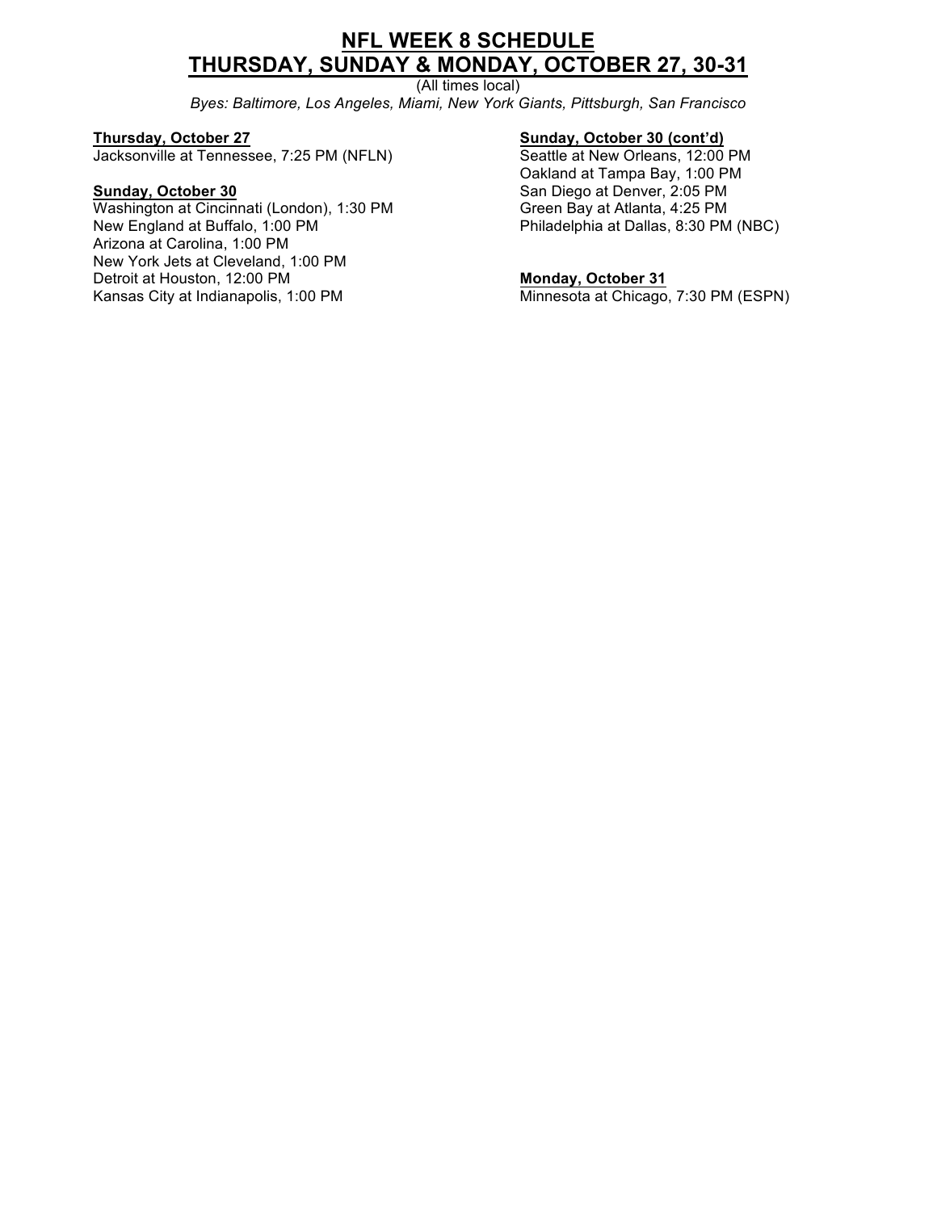# NFL WEEK 8 SCHEDULE
# THURSDAY, SUNDAY & MONDAY, OCTOBER 27, 30-31

(All times local)

*Byes: Baltimore, Los Angeles, Miami, New York Giants, Pittsburgh, San Francisco*

**Thursday, October 27**

Jacksonville at Tennessee, 7:25 PM (NFLN)

**Sunday, October 30**

Washington at Cincinnati (London), 1:30 PM
New England at Buffalo, 1:00 PM
Arizona at Carolina, 1:00 PM
New York Jets at Cleveland, 1:00 PM
Detroit at Houston, 12:00 PM
Kansas City at Indianapolis, 1:00 PM

**Sunday, October 30 (cont'd)**

Seattle at New Orleans, 12:00 PM
Oakland at Tampa Bay, 1:00 PM
San Diego at Denver, 2:05 PM
Green Bay at Atlanta, 4:25 PM
Philadelphia at Dallas, 8:30 PM (NBC)

**Monday, October 31**

Minnesota at Chicago, 7:30 PM (ESPN)